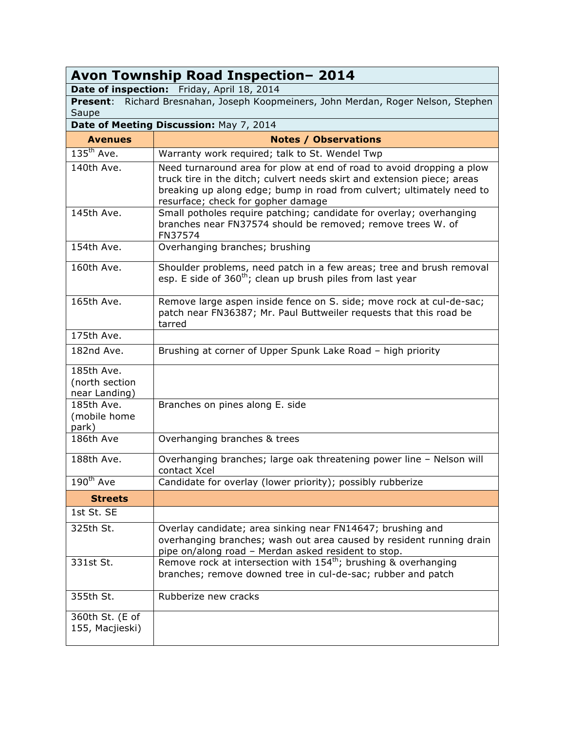| **Avon Township Road Inspection– 2014** | |
|---|---|
| **Date of inspection:** Friday, April 18, 2014 | |
| **Present**: Richard Bresnahan, Joseph Koopmeiners, John Merdan, Roger Nelson, Stephen Saupe | |
| **Date of Meeting Discussion:** May 7, 2014 | |
| **Avenues** | **Notes / Observations** |
| 135th Ave. | Warranty work required; talk to St. Wendel Twp |
| 140th Ave. | Need turnaround area for plow at end of road to avoid dropping a plow truck tire in the ditch; culvert needs skirt and extension piece; areas breaking up along edge; bump in road from culvert; ultimately need to resurface; check for gopher damage |
| 145th Ave. | Small potholes require patching; candidate for overlay; overhanging branches near FN37574 should be removed; remove trees W. of FN37574 |
| 154th Ave. | Overhanging branches; brushing |
| 160th Ave. | Shoulder problems, need patch in a few areas; tree and brush removal esp. E side of 360th; clean up brush piles from last year |
| 165th Ave. | Remove large aspen inside fence on S. side; move rock at cul-de-sac; patch near FN36387; Mr. Paul Buttweiler requests that this road be tarred |
| 175th Ave. | |
| 182nd Ave. | Brushing at corner of Upper Spunk Lake Road – high priority |
| 185th Ave. (north section near Landing) | |
| 185th Ave. (mobile home park) | Branches on pines along E. side |
| 186th Ave | Overhanging branches & trees |
| 188th Ave. | Overhanging branches; large oak threatening power line – Nelson will contact Xcel |
| 190th Ave | Candidate for overlay (lower priority); possibly rubberize |
| **Streets** | |
| 1st St. SE | |
| 325th St. | Overlay candidate; area sinking near FN14647; brushing and overhanging branches; wash out area caused by resident running drain pipe on/along road – Merdan asked resident to stop. |
| 331st St. | Remove rock at intersection with 154th; brushing & overhanging branches; remove downed tree in cul-de-sac; rubber and patch |
| 355th St. | Rubberize new cracks |
| 360th St. (E of 155, Macjieski) | |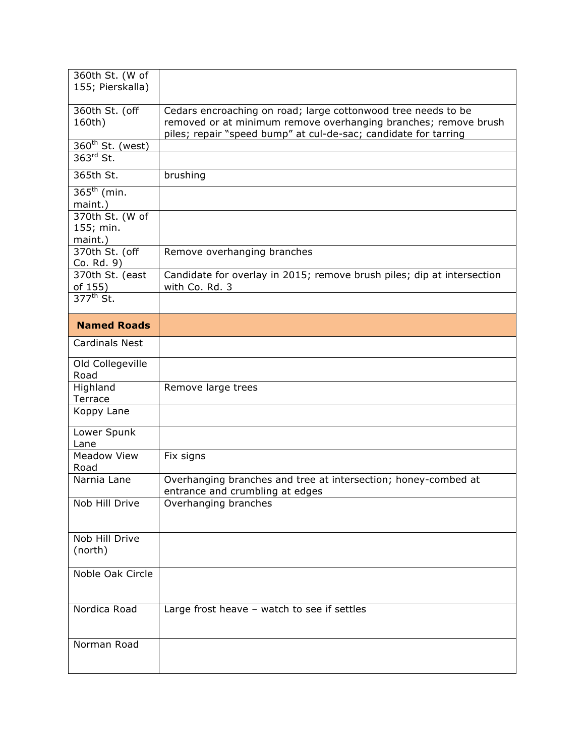| | |
|---|---|
| 360th St. (W of 155; Pierskalla) | |
| 360th St. (off 160th) | Cedars encroaching on road; large cottonwood tree needs to be removed or at minimum remove overhanging branches; remove brush piles; repair "speed bump" at cul-de-sac; candidate for tarring |
| 360th St. (west) | |
| 363rd St. | |
| 365th St. | brushing |
| 365th (min. maint.) | |
| 370th St. (W of 155; min. maint.) | |
| 370th St. (off Co. Rd. 9) | Remove overhanging branches |
| 370th St. (east of 155) | Candidate for overlay in 2015; remove brush piles; dip at intersection with Co. Rd. 3 |
| 377th St. | |
| **Named Roads** | |
| Cardinals Nest | |
| Old Collegeville Road | |
| Highland Terrace | Remove large trees |
| Koppy Lane | |
| Lower Spunk Lane | |
| Meadow View Road | Fix signs |
| Narnia Lane | Overhanging branches and tree at intersection; honey-combed at entrance and crumbling at edges |
| Nob Hill Drive | Overhanging branches |
| Nob Hill Drive (north) | |
| Noble Oak Circle | |
| Nordica Road | Large frost heave – watch to see if settles |
| Norman Road | |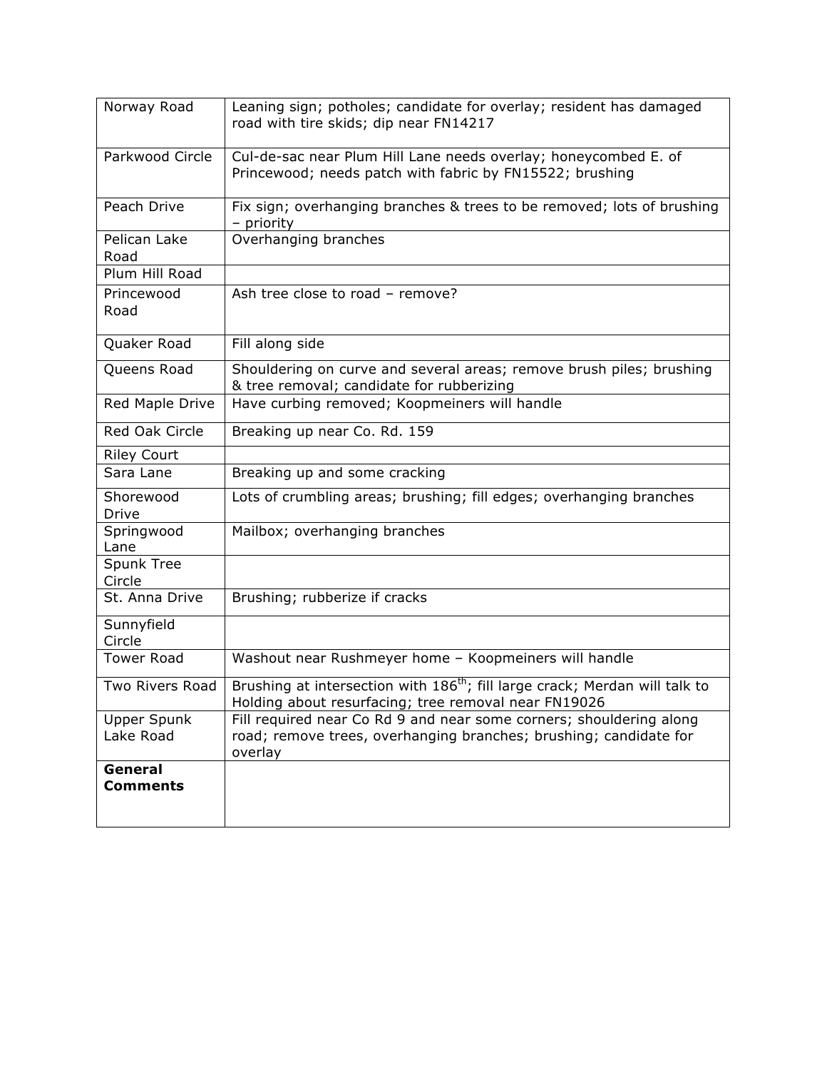| | |
|---|---|
| Norway Road | Leaning sign; potholes; candidate for overlay; resident has damaged road with tire skids; dip near FN14217 |
| Parkwood Circle | Cul-de-sac near Plum Hill Lane needs overlay; honeycombed E. of Princewood; needs patch with fabric by FN15522; brushing |
| Peach Drive | Fix sign; overhanging branches & trees to be removed; lots of brushing – priority |
| Pelican Lake Road | Overhanging branches |
| Plum Hill Road | |
| Princewood Road | Ash tree close to road – remove? |
| Quaker Road | Fill along side |
| Queens Road | Shouldering on curve and several areas; remove brush piles; brushing & tree removal; candidate for rubberizing |
| Red Maple Drive | Have curbing removed; Koopmeiners will handle |
| Red Oak Circle | Breaking up near Co. Rd. 159 |
| Riley Court | |
| Sara Lane | Breaking up and some cracking |
| Shorewood Drive | Lots of crumbling areas; brushing; fill edges; overhanging branches |
| Springwood Lane | Mailbox; overhanging branches |
| Spunk Tree Circle | |
| St. Anna Drive | Brushing; rubberize if cracks |
| Sunnyfield Circle | |
| Tower Road | Washout near Rushmeyer home – Koopmeiners will handle |
| Two Rivers Road | Brushing at intersection with 186th; fill large crack; Merdan will talk to Holding about resurfacing; tree removal near FN19026 |
| Upper Spunk Lake Road | Fill required near Co Rd 9 and near some corners; shouldering along road; remove trees, overhanging branches; brushing; candidate for overlay |
| **General Comments** | |